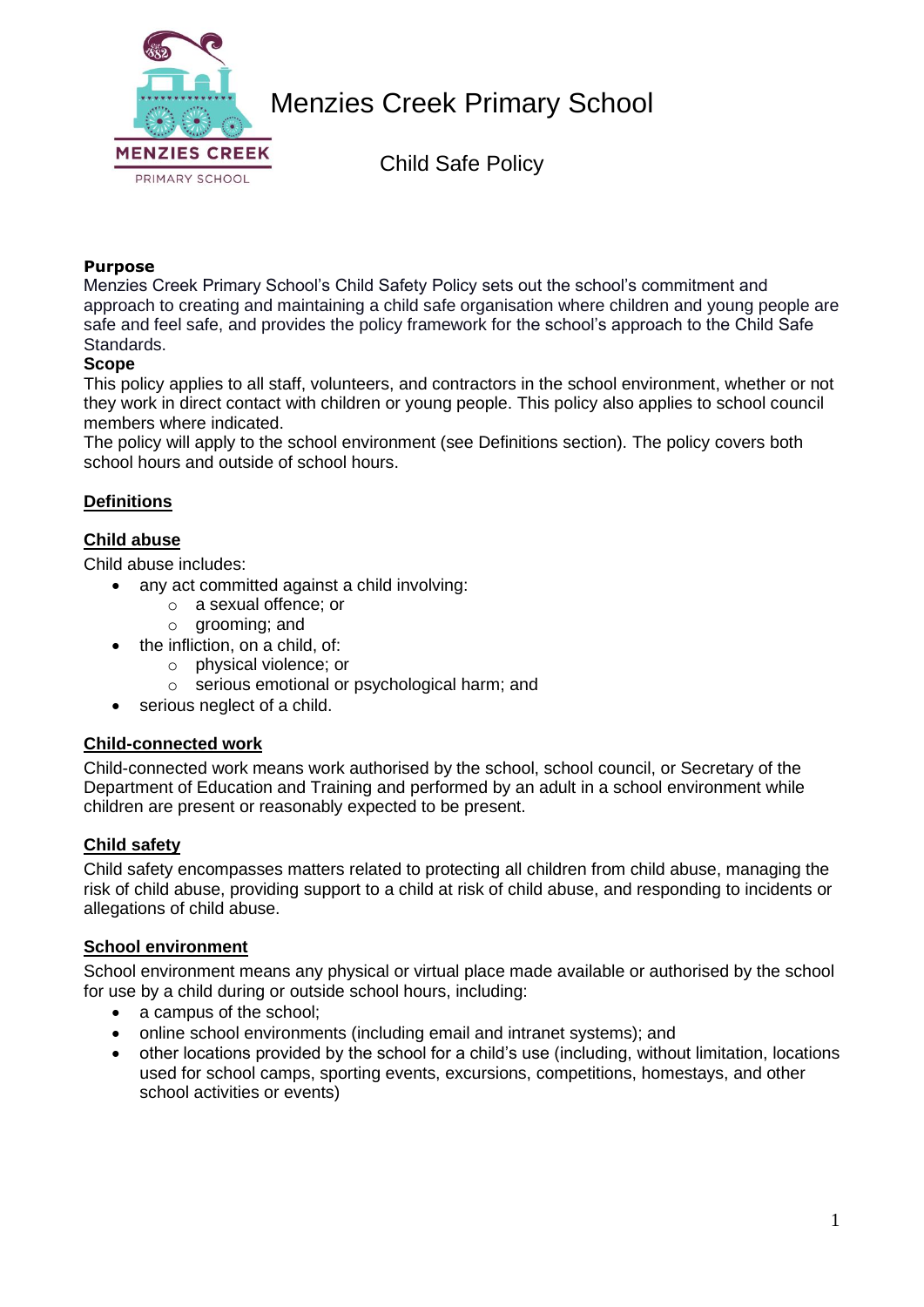# Menzies Creek Primary School

## Child Safe Policy

**Purpose**
Menzies Creek Primary School's Child Safety Policy sets out the school's commitment and approach to creating and maintaining a child safe organisation where children and young people are safe and feel safe, and provides the policy framework for the school's approach to the Child Safe Standards.

**Scope**
This policy applies to all staff, volunteers, and contractors in the school environment, whether or not they work in direct contact with children or young people. This policy also applies to school council members where indicated.
The policy will apply to the school environment (see Definitions section). The policy covers both school hours and outside of school hours.

### Definitions

#### Child abuse

Child abuse includes:

- any act committed against a child involving:
  - a sexual offence; or
  - grooming; and
- the infliction, on a child, of:
  - physical violence; or
  - serious emotional or psychological harm; and
- serious neglect of a child.

#### Child-connected work

Child-connected work means work authorised by the school, school council, or Secretary of the Department of Education and Training and performed by an adult in a school environment while children are present or reasonably expected to be present.

#### Child safety

Child safety encompasses matters related to protecting all children from child abuse, managing the risk of child abuse, providing support to a child at risk of child abuse, and responding to incidents or allegations of child abuse.

#### School environment

School environment means any physical or virtual place made available or authorised by the school for use by a child during or outside school hours, including:

- a campus of the school;
- online school environments (including email and intranet systems); and
- other locations provided by the school for a child's use (including, without limitation, locations used for school camps, sporting events, excursions, competitions, homestays, and other school activities or events)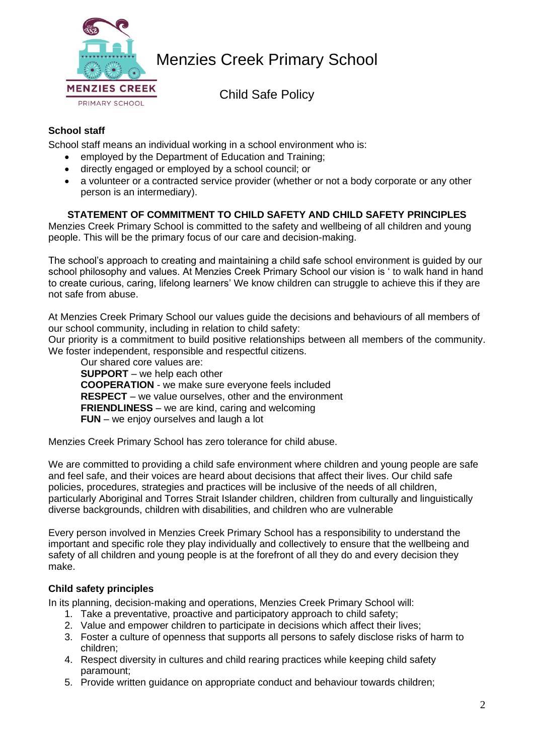**School staff**

School staff means an individual working in a school environment who is:

- employed by the Department of Education and Training;
- directly engaged or employed by a school council; or
- a volunteer or a contracted service provider (whether or not a body corporate or any other person is an intermediary).

**STATEMENT OF COMMITMENT TO CHILD SAFETY AND CHILD SAFETY PRINCIPLES**

Menzies Creek Primary School is committed to the safety and wellbeing of all children and young people. This will be the primary focus of our care and decision-making.

The school's approach to creating and maintaining a child safe school environment is guided by our school philosophy and values. At Menzies Creek Primary School our vision is ' to walk hand in hand to create curious, caring, lifelong learners' We know children can struggle to achieve this if they are not safe from abuse.

At Menzies Creek Primary School our values guide the decisions and behaviours of all members of our school community, including in relation to child safety:

Our priority is a commitment to build positive relationships between all members of the community. We foster independent, responsible and respectful citizens.

Our shared core values are:
**SUPPORT** – we help each other
**COOPERATION** - we make sure everyone feels included
**RESPECT** – we value ourselves, other and the environment
**FRIENDLINESS** – we are kind, caring and welcoming
**FUN** – we enjoy ourselves and laugh a lot

Menzies Creek Primary School has zero tolerance for child abuse.

We are committed to providing a child safe environment where children and young people are safe and feel safe, and their voices are heard about decisions that affect their lives. Our child safe policies, procedures, strategies and practices will be inclusive of the needs of all children, particularly Aboriginal and Torres Strait Islander children, children from culturally and linguistically diverse backgrounds, children with disabilities, and children who are vulnerable

Every person involved in Menzies Creek Primary School has a responsibility to understand the important and specific role they play individually and collectively to ensure that the wellbeing and safety of all children and young people is at the forefront of all they do and every decision they make.

**Child safety principles**

In its planning, decision-making and operations, Menzies Creek Primary School will:

1. Take a preventative, proactive and participatory approach to child safety;
2. Value and empower children to participate in decisions which affect their lives;
3. Foster a culture of openness that supports all persons to safely disclose risks of harm to children;
4. Respect diversity in cultures and child rearing practices while keeping child safety paramount;
5. Provide written guidance on appropriate conduct and behaviour towards children;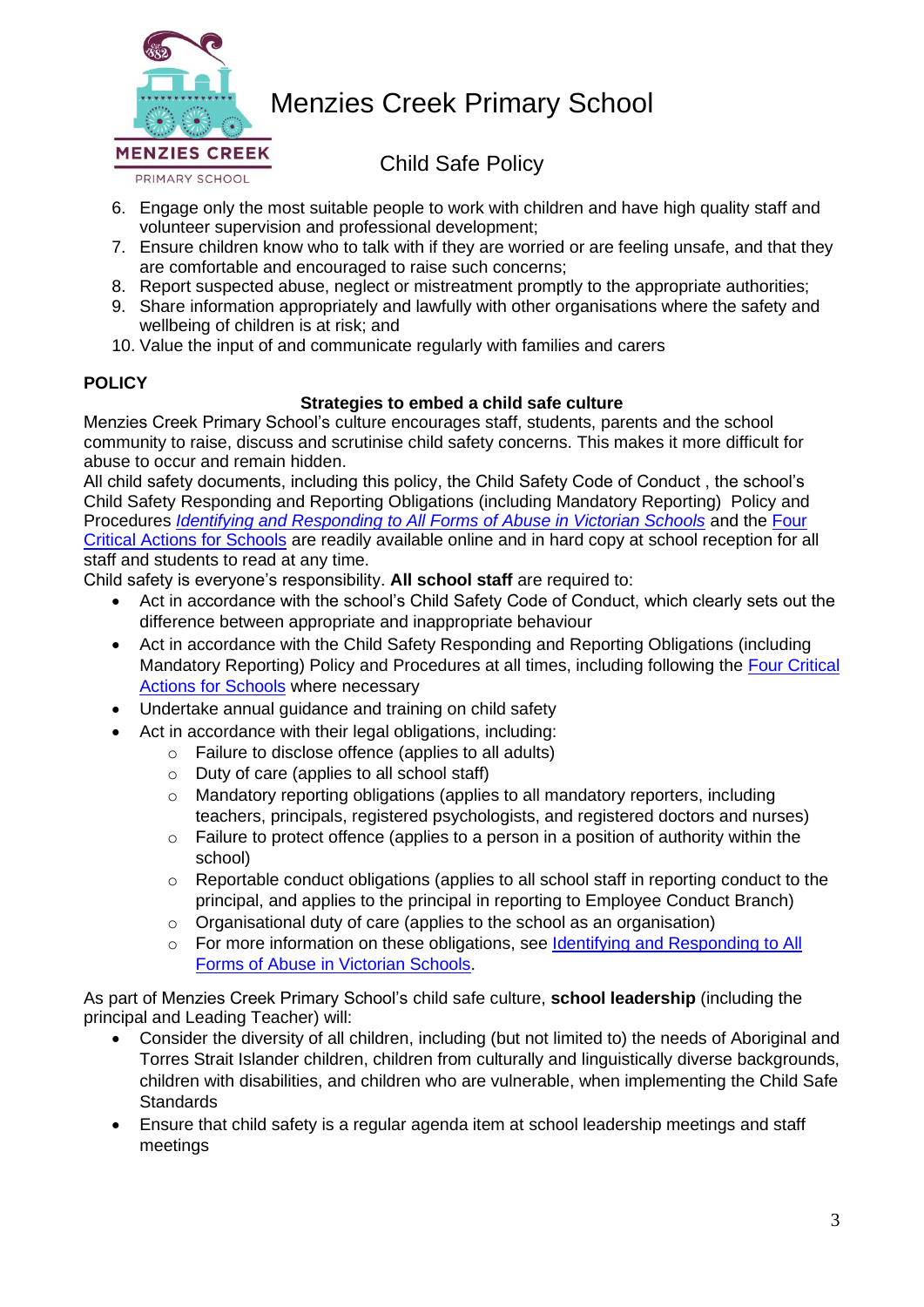6. Engage only the most suitable people to work with children and have high quality staff and volunteer supervision and professional development;
7. Ensure children know who to talk with if they are worried or are feeling unsafe, and that they are comfortable and encouraged to raise such concerns;
8. Report suspected abuse, neglect or mistreatment promptly to the appropriate authorities;
9. Share information appropriately and lawfully with other organisations where the safety and wellbeing of children is at risk; and
10. Value the input of and communicate regularly with families and carers

## POLICY

### Strategies to embed a child safe culture

Menzies Creek Primary School's culture encourages staff, students, parents and the school community to raise, discuss and scrutinise child safety concerns. This makes it more difficult for abuse to occur and remain hidden.

All child safety documents, including this policy, the Child Safety Code of Conduct , the school's Child Safety Responding and Reporting Obligations (including Mandatory Reporting) Policy and Procedures *Identifying and Responding to All Forms of Abuse in Victorian Schools* and the Four Critical Actions for Schools are readily available online and in hard copy at school reception for all staff and students to read at any time.

Child safety is everyone's responsibility. **All school staff** are required to:

- Act in accordance with the school's Child Safety Code of Conduct, which clearly sets out the difference between appropriate and inappropriate behaviour
- Act in accordance with the Child Safety Responding and Reporting Obligations (including Mandatory Reporting) Policy and Procedures at all times, including following the Four Critical Actions for Schools where necessary
- Undertake annual guidance and training on child safety
- Act in accordance with their legal obligations, including:
    - Failure to disclose offence (applies to all adults)
    - Duty of care (applies to all school staff)
    - Mandatory reporting obligations (applies to all mandatory reporters, including teachers, principals, registered psychologists, and registered doctors and nurses)
    - Failure to protect offence (applies to a person in a position of authority within the school)
    - Reportable conduct obligations (applies to all school staff in reporting conduct to the principal, and applies to the principal in reporting to Employee Conduct Branch)
    - Organisational duty of care (applies to the school as an organisation)
    - For more information on these obligations, see Identifying and Responding to All Forms of Abuse in Victorian Schools.

As part of Menzies Creek Primary School's child safe culture, **school leadership** (including the principal and Leading Teacher) will:

- Consider the diversity of all children, including (but not limited to) the needs of Aboriginal and Torres Strait Islander children, children from culturally and linguistically diverse backgrounds, children with disabilities, and children who are vulnerable, when implementing the Child Safe Standards
- Ensure that child safety is a regular agenda item at school leadership meetings and staff meetings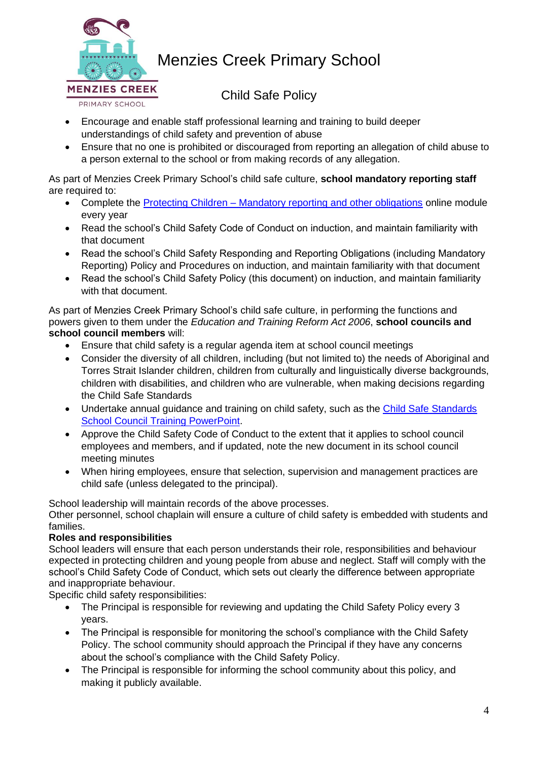- Encourage and enable staff professional learning and training to build deeper understandings of child safety and prevention of abuse
- Ensure that no one is prohibited or discouraged from reporting an allegation of child abuse to a person external to the school or from making records of any allegation.

As part of Menzies Creek Primary School's child safe culture, **school mandatory reporting staff** are required to:

- Complete the Protecting Children – Mandatory reporting and other obligations online module every year
- Read the school's Child Safety Code of Conduct on induction, and maintain familiarity with that document
- Read the school's Child Safety Responding and Reporting Obligations (including Mandatory Reporting) Policy and Procedures on induction, and maintain familiarity with that document
- Read the school's Child Safety Policy (this document) on induction, and maintain familiarity with that document.

As part of Menzies Creek Primary School's child safe culture, in performing the functions and powers given to them under the *Education and Training Reform Act 2006*, **school councils and school council members** will:

- Ensure that child safety is a regular agenda item at school council meetings
- Consider the diversity of all children, including (but not limited to) the needs of Aboriginal and Torres Strait Islander children, children from culturally and linguistically diverse backgrounds, children with disabilities, and children who are vulnerable, when making decisions regarding the Child Safe Standards
- Undertake annual guidance and training on child safety, such as the Child Safe Standards School Council Training PowerPoint.
- Approve the Child Safety Code of Conduct to the extent that it applies to school council employees and members, and if updated, note the new document in its school council meeting minutes
- When hiring employees, ensure that selection, supervision and management practices are child safe (unless delegated to the principal).

School leadership will maintain records of the above processes.
Other personnel, school chaplain will ensure a culture of child safety is embedded with students and families.

**Roles and responsibilities**

School leaders will ensure that each person understands their role, responsibilities and behaviour expected in protecting children and young people from abuse and neglect. Staff will comply with the school's Child Safety Code of Conduct, which sets out clearly the difference between appropriate and inappropriate behaviour.
Specific child safety responsibilities:

- The Principal is responsible for reviewing and updating the Child Safety Policy every 3 years.
- The Principal is responsible for monitoring the school's compliance with the Child Safety Policy. The school community should approach the Principal if they have any concerns about the school's compliance with the Child Safety Policy.
- The Principal is responsible for informing the school community about this policy, and making it publicly available.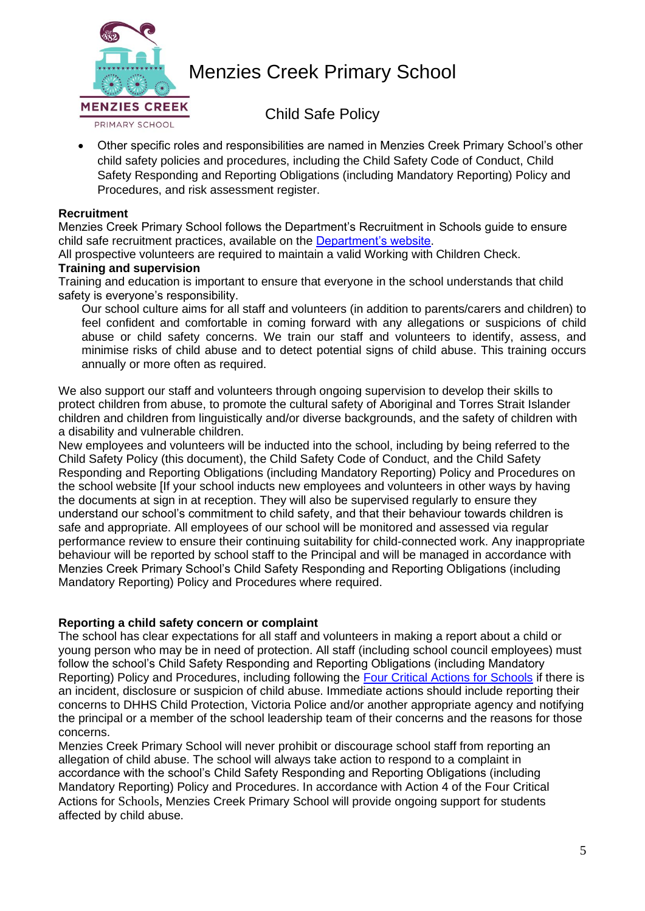- Other specific roles and responsibilities are named in Menzies Creek Primary School's other child safety policies and procedures, including the Child Safety Code of Conduct, Child Safety Responding and Reporting Obligations (including Mandatory Reporting) Policy and Procedures, and risk assessment register.

**Recruitment**

Menzies Creek Primary School follows the Department's Recruitment in Schools guide to ensure child safe recruitment practices, available on the [Department's website](#).

All prospective volunteers are required to maintain a valid Working with Children Check.

**Training and supervision**

Training and education is important to ensure that everyone in the school understands that child safety is everyone's responsibility.

Our school culture aims for all staff and volunteers (in addition to parents/carers and children) to feel confident and comfortable in coming forward with any allegations or suspicions of child abuse or child safety concerns. We train our staff and volunteers to identify, assess, and minimise risks of child abuse and to detect potential signs of child abuse. This training occurs annually or more often as required.

We also support our staff and volunteers through ongoing supervision to develop their skills to protect children from abuse, to promote the cultural safety of Aboriginal and Torres Strait Islander children and children from linguistically and/or diverse backgrounds, and the safety of children with a disability and vulnerable children.

New employees and volunteers will be inducted into the school, including by being referred to the Child Safety Policy (this document), the Child Safety Code of Conduct, and the Child Safety Responding and Reporting Obligations (including Mandatory Reporting) Policy and Procedures on the school website [If your school inducts new employees and volunteers in other ways by having the documents at sign in at reception. They will also be supervised regularly to ensure they understand our school's commitment to child safety, and that their behaviour towards children is safe and appropriate. All employees of our school will be monitored and assessed via regular performance review to ensure their continuing suitability for child-connected work. Any inappropriate behaviour will be reported by school staff to the Principal and will be managed in accordance with Menzies Creek Primary School's Child Safety Responding and Reporting Obligations (including Mandatory Reporting) Policy and Procedures where required.

**Reporting a child safety concern or complaint**

The school has clear expectations for all staff and volunteers in making a report about a child or young person who may be in need of protection. All staff (including school council employees) must follow the school's Child Safety Responding and Reporting Obligations (including Mandatory Reporting) Policy and Procedures, including following the [Four Critical Actions for Schools](#) if there is an incident, disclosure or suspicion of child abuse. Immediate actions should include reporting their concerns to DHHS Child Protection, Victoria Police and/or another appropriate agency and notifying the principal or a member of the school leadership team of their concerns and the reasons for those concerns.

Menzies Creek Primary School will never prohibit or discourage school staff from reporting an allegation of child abuse. The school will always take action to respond to a complaint in accordance with the school's Child Safety Responding and Reporting Obligations (including Mandatory Reporting) Policy and Procedures. In accordance with Action 4 of the Four Critical Actions for Schools, Menzies Creek Primary School will provide ongoing support for students affected by child abuse.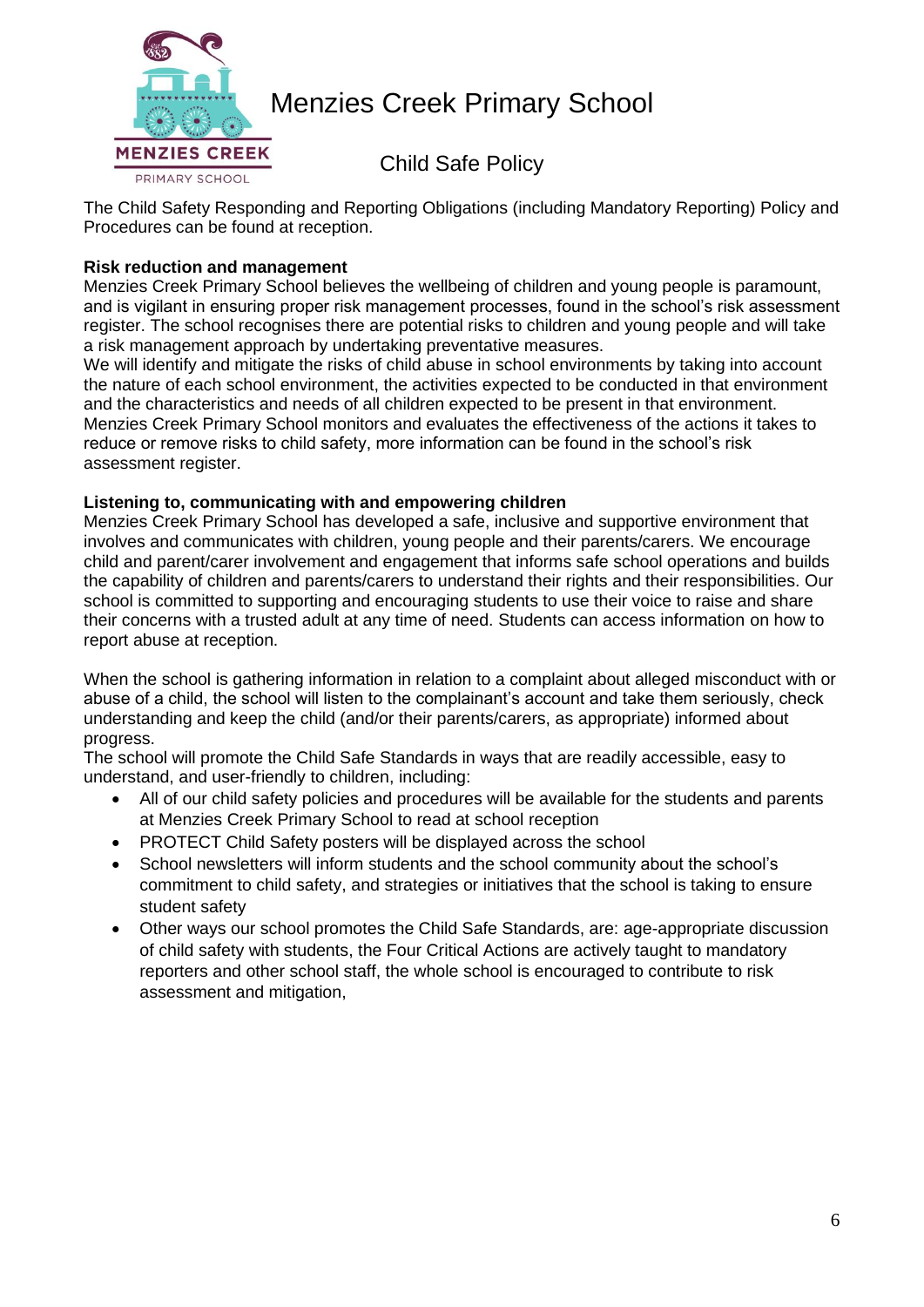The Child Safety Responding and Reporting Obligations (including Mandatory Reporting) Policy and Procedures can be found at reception.

**Risk reduction and management**

Menzies Creek Primary School believes the wellbeing of children and young people is paramount, and is vigilant in ensuring proper risk management processes, found in the school's risk assessment register. The school recognises there are potential risks to children and young people and will take a risk management approach by undertaking preventative measures.

We will identify and mitigate the risks of child abuse in school environments by taking into account the nature of each school environment, the activities expected to be conducted in that environment and the characteristics and needs of all children expected to be present in that environment.

Menzies Creek Primary School monitors and evaluates the effectiveness of the actions it takes to reduce or remove risks to child safety, more information can be found in the school's risk assessment register.

**Listening to, communicating with and empowering children**

Menzies Creek Primary School has developed a safe, inclusive and supportive environment that involves and communicates with children, young people and their parents/carers. We encourage child and parent/carer involvement and engagement that informs safe school operations and builds the capability of children and parents/carers to understand their rights and their responsibilities. Our school is committed to supporting and encouraging students to use their voice to raise and share their concerns with a trusted adult at any time of need. Students can access information on how to report abuse at reception.

When the school is gathering information in relation to a complaint about alleged misconduct with or abuse of a child, the school will listen to the complainant's account and take them seriously, check understanding and keep the child (and/or their parents/carers, as appropriate) informed about progress.

The school will promote the Child Safe Standards in ways that are readily accessible, easy to understand, and user-friendly to children, including:

- All of our child safety policies and procedures will be available for the students and parents at Menzies Creek Primary School to read at school reception
- PROTECT Child Safety posters will be displayed across the school
- School newsletters will inform students and the school community about the school's commitment to child safety, and strategies or initiatives that the school is taking to ensure student safety
- Other ways our school promotes the Child Safe Standards, are: age-appropriate discussion of child safety with students, the Four Critical Actions are actively taught to mandatory reporters and other school staff, the whole school is encouraged to contribute to risk assessment and mitigation,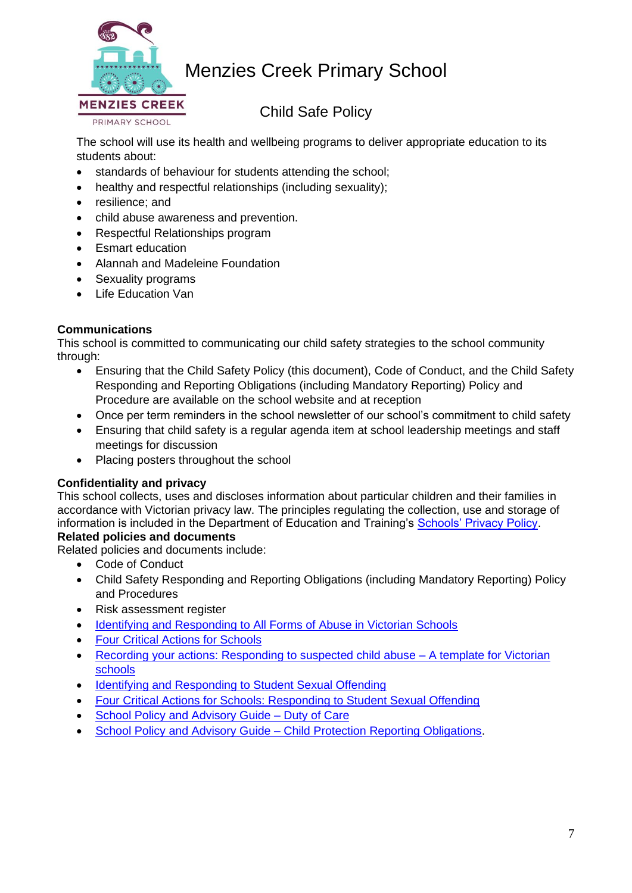The school will use its health and wellbeing programs to deliver appropriate education to its students about:

- standards of behaviour for students attending the school;
- healthy and respectful relationships (including sexuality);
- resilience; and
- child abuse awareness and prevention.
- Respectful Relationships program
- Esmart education
- Alannah and Madeleine Foundation
- Sexuality programs
- Life Education Van

**Communications**

This school is committed to communicating our child safety strategies to the school community through:

- Ensuring that the Child Safety Policy (this document), Code of Conduct, and the Child Safety Responding and Reporting Obligations (including Mandatory Reporting) Policy and Procedure are available on the school website and at reception
- Once per term reminders in the school newsletter of our school's commitment to child safety
- Ensuring that child safety is a regular agenda item at school leadership meetings and staff meetings for discussion
- Placing posters throughout the school

**Confidentiality and privacy**

This school collects, uses and discloses information about particular children and their families in accordance with Victorian privacy law. The principles regulating the collection, use and storage of information is included in the Department of Education and Training's Schools' Privacy Policy.

**Related policies and documents**

Related policies and documents include:

- Code of Conduct
- Child Safety Responding and Reporting Obligations (including Mandatory Reporting) Policy and Procedures
- Risk assessment register
- Identifying and Responding to All Forms of Abuse in Victorian Schools
- Four Critical Actions for Schools
- Recording your actions: Responding to suspected child abuse – A template for Victorian schools
- Identifying and Responding to Student Sexual Offending
- Four Critical Actions for Schools: Responding to Student Sexual Offending
- School Policy and Advisory Guide – Duty of Care
- School Policy and Advisory Guide – Child Protection Reporting Obligations.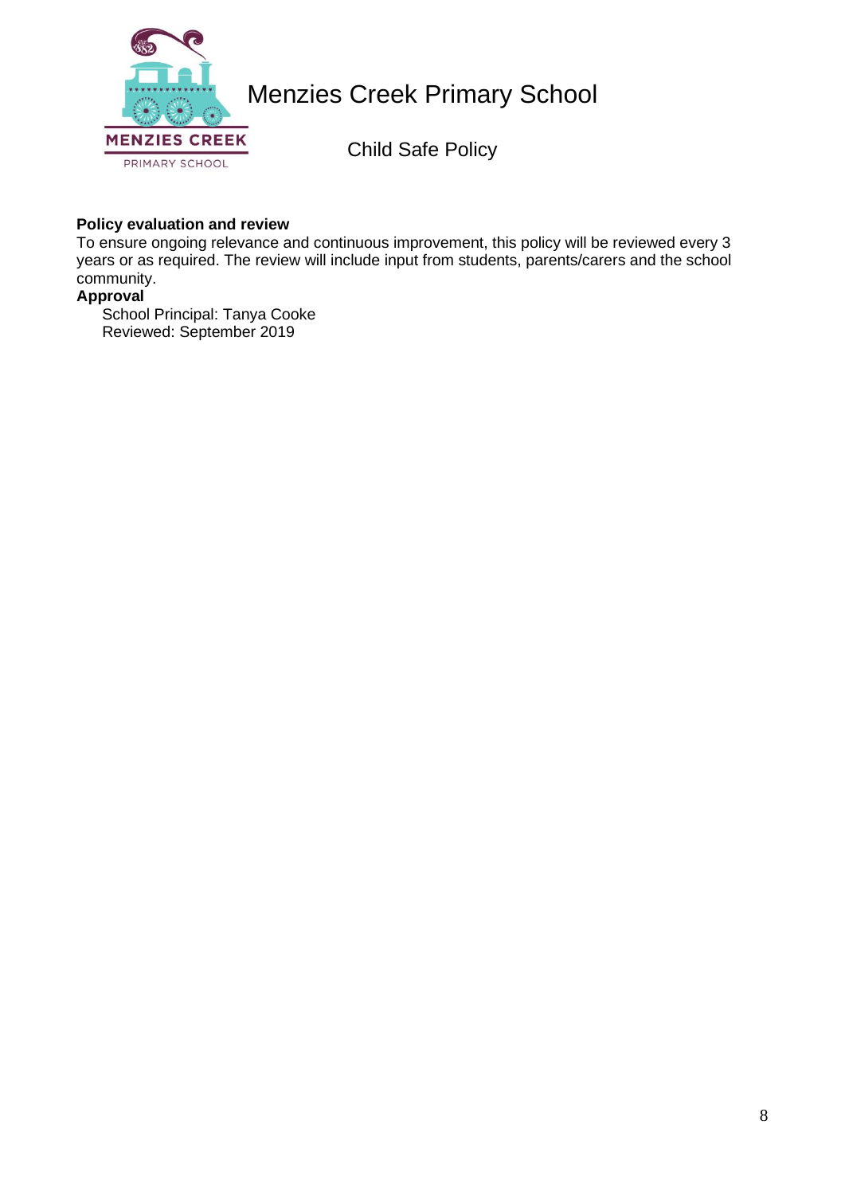# Menzies Creek Primary School

## Child Safe Policy

**Policy evaluation and review**

To ensure ongoing relevance and continuous improvement, this policy will be reviewed every 3 years or as required. The review will include input from students, parents/carers and the school community.

**Approval**

School Principal: Tanya Cooke
Reviewed: September 2019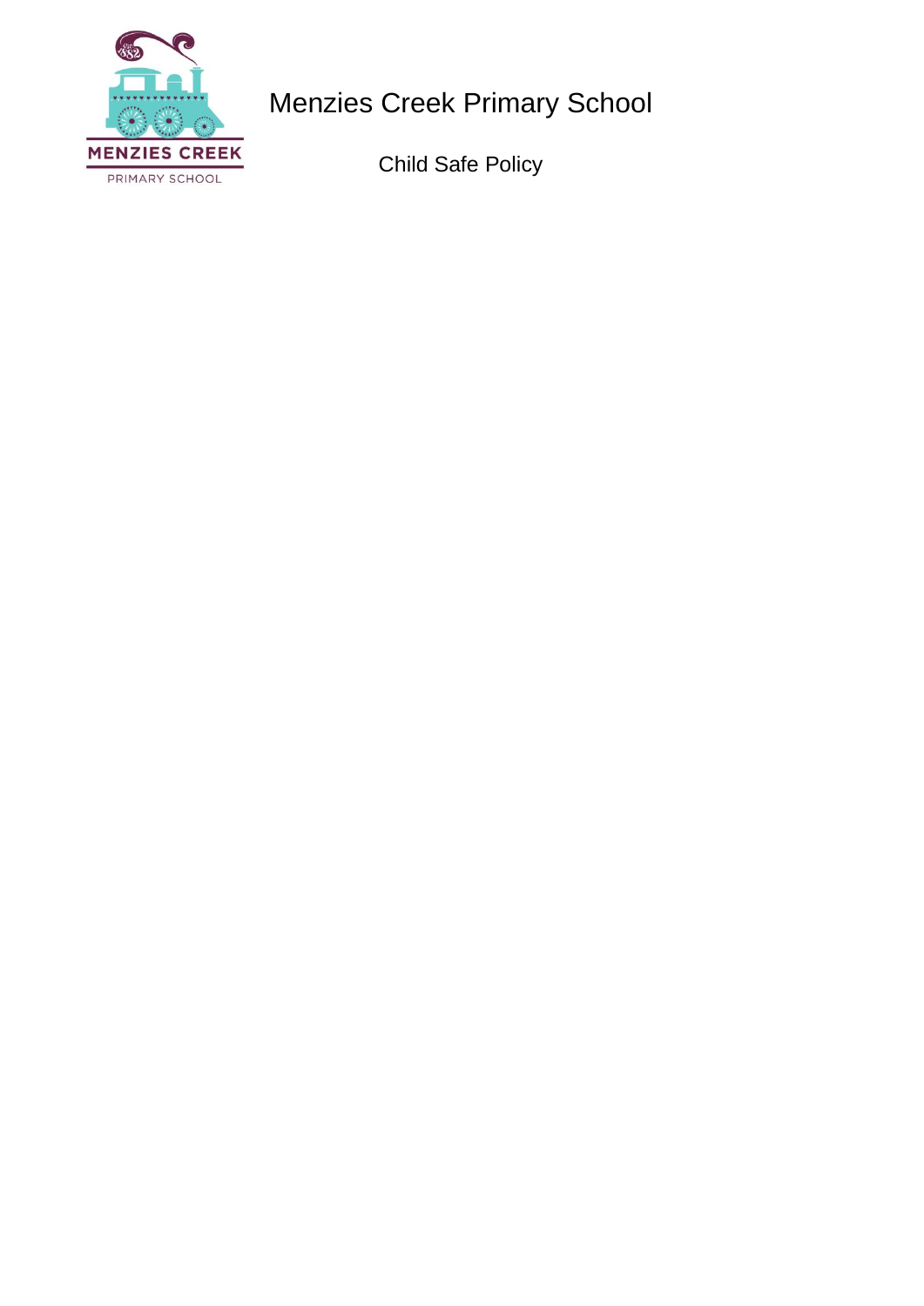# Menzies Creek Primary School

Child Safe Policy